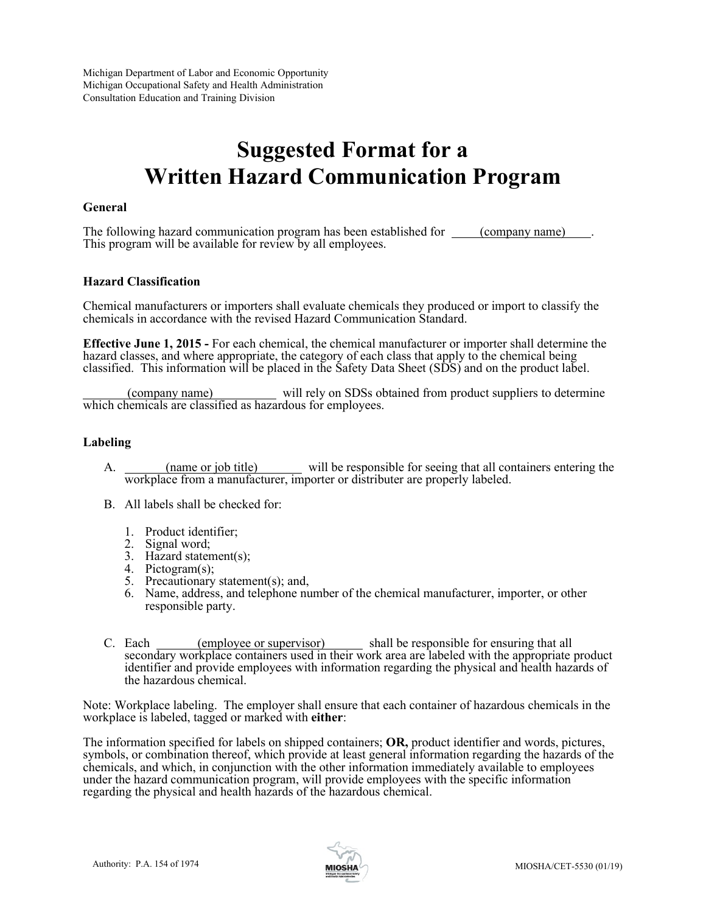Michigan Department of Labor and Economic Opportunity
Michigan Occupational Safety and Health Administration
Consultation Education and Training Division

# Suggested Format for a Written Hazard Communication Program

### General

The following hazard communication program has been established for ____(company name)____. This program will be available for review by all employees.

### Hazard Classification

Chemical manufacturers or importers shall evaluate chemicals they produced or import to classify the chemicals in accordance with the revised Hazard Communication Standard.

**Effective June 1, 2015 -** For each chemical, the chemical manufacturer or importer shall determine the hazard classes, and where appropriate, the category of each class that apply to the chemical being classified. This information will be placed in the Safety Data Sheet (SDS) and on the product label.

____(company name)____ will rely on SDSs obtained from product suppliers to determine which chemicals are classified as hazardous for employees.

### Labeling

A. ____(name or job title)____ will be responsible for seeing that all containers entering the workplace from a manufacturer, importer or distributer are properly labeled.

B. All labels shall be checked for:

1. Product identifier;
2. Signal word;
3. Hazard statement(s);
4. Pictogram(s);
5. Precautionary statement(s); and,
6. Name, address, and telephone number of the chemical manufacturer, importer, or other responsible party.

C. Each ____(employee or supervisor)____ shall be responsible for ensuring that all secondary workplace containers used in their work area are labeled with the appropriate product identifier and provide employees with information regarding the physical and health hazards of the hazardous chemical.

Note: Workplace labeling. The employer shall ensure that each container of hazardous chemicals in the workplace is labeled, tagged or marked with **either**:

The information specified for labels on shipped containers; **OR,** product identifier and words, pictures, symbols, or combination thereof, which provide at least general information regarding the hazards of the chemicals, and which, in conjunction with the other information immediately available to employees under the hazard communication program, will provide employees with the specific information regarding the physical and health hazards of the hazardous chemical.

Authority: P.A. 154 of 1974

MIOSHA/CET-5530 (01/19)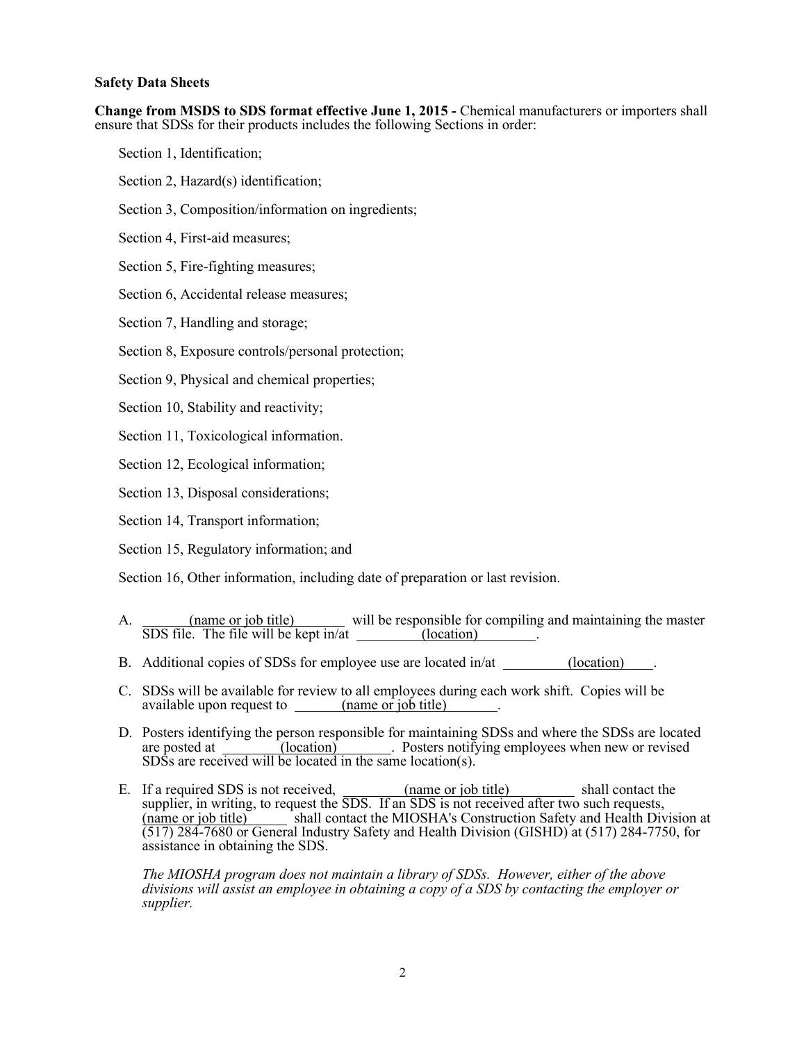**Safety Data Sheets**

**Change from MSDS to SDS format effective June 1, 2015 -** Chemical manufacturers or importers shall ensure that SDSs for their products includes the following Sections in order:

Section 1, Identification;

Section 2, Hazard(s) identification;

Section 3, Composition/information on ingredients;

Section 4, First-aid measures;

Section 5, Fire-fighting measures;

Section 6, Accidental release measures;

Section 7, Handling and storage;

Section 8, Exposure controls/personal protection;

Section 9, Physical and chemical properties;

Section 10, Stability and reactivity;

Section 11, Toxicological information.

Section 12, Ecological information;

Section 13, Disposal considerations;

Section 14, Transport information;

Section 15, Regulatory information; and

Section 16, Other information, including date of preparation or last revision.

A. (name or job title) will be responsible for compiling and maintaining the master SDS file. The file will be kept in/at (location).

B. Additional copies of SDSs for employee use are located in/at (location).

C. SDSs will be available for review to all employees during each work shift. Copies will be available upon request to (name or job title).

D. Posters identifying the person responsible for maintaining SDSs and where the SDSs are located are posted at (location). Posters notifying employees when new or revised SDSs are received will be located in the same location(s).

E. If a required SDS is not received, (name or job title) shall contact the supplier, in writing, to request the SDS. If an SDS is not received after two such requests, (name or job title) shall contact the MIOSHA's Construction Safety and Health Division at (517) 284-7680 or General Industry Safety and Health Division (GISHD) at (517) 284-7750, for assistance in obtaining the SDS.

*The MIOSHA program does not maintain a library of SDSs. However, either of the above divisions will assist an employee in obtaining a copy of a SDS by contacting the employer or supplier.*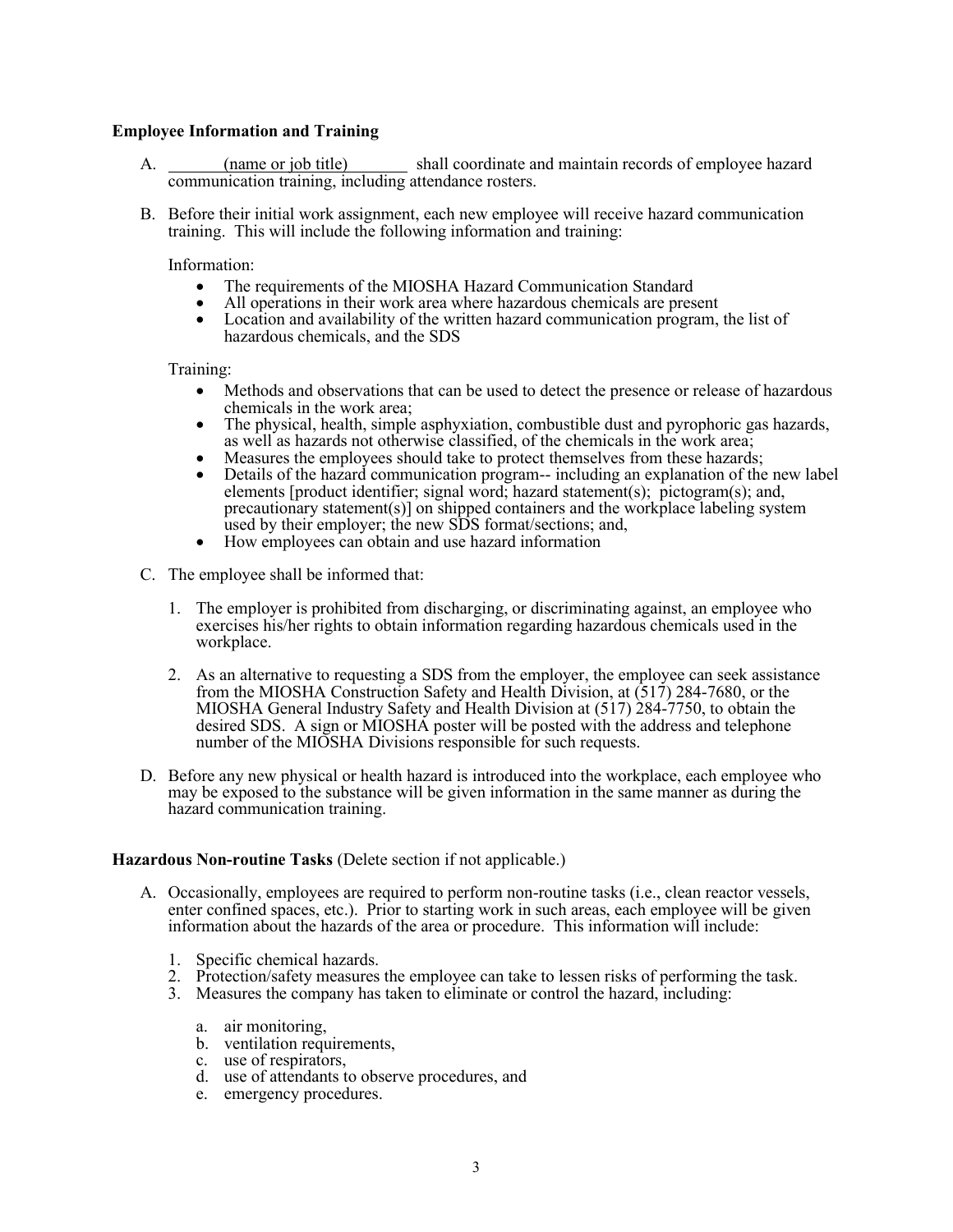**Employee Information and Training**

A. ______(name or job title)______ shall coordinate and maintain records of employee hazard communication training, including attendance rosters.

B. Before their initial work assignment, each new employee will receive hazard communication training. This will include the following information and training:

Information:

- The requirements of the MIOSHA Hazard Communication Standard
- All operations in their work area where hazardous chemicals are present
- Location and availability of the written hazard communication program, the list of hazardous chemicals, and the SDS

Training:

- Methods and observations that can be used to detect the presence or release of hazardous chemicals in the work area;
- The physical, health, simple asphyxiation, combustible dust and pyrophoric gas hazards, as well as hazards not otherwise classified, of the chemicals in the work area;
- Measures the employees should take to protect themselves from these hazards;
- Details of the hazard communication program-- including an explanation of the new label elements [product identifier; signal word; hazard statement(s); pictogram(s); and, precautionary statement(s)] on shipped containers and the workplace labeling system used by their employer; the new SDS format/sections; and,
- How employees can obtain and use hazard information

C. The employee shall be informed that:

1. The employer is prohibited from discharging, or discriminating against, an employee who exercises his/her rights to obtain information regarding hazardous chemicals used in the workplace.

2. As an alternative to requesting a SDS from the employer, the employee can seek assistance from the MIOSHA Construction Safety and Health Division, at (517) 284-7680, or the MIOSHA General Industry Safety and Health Division at (517) 284-7750, to obtain the desired SDS. A sign or MIOSHA poster will be posted with the address and telephone number of the MIOSHA Divisions responsible for such requests.

D. Before any new physical or health hazard is introduced into the workplace, each employee who may be exposed to the substance will be given information in the same manner as during the hazard communication training.

**Hazardous Non-routine Tasks** (Delete section if not applicable.)

A. Occasionally, employees are required to perform non-routine tasks (i.e., clean reactor vessels, enter confined spaces, etc.). Prior to starting work in such areas, each employee will be given information about the hazards of the area or procedure. This information will include:

1. Specific chemical hazards.
2. Protection/safety measures the employee can take to lessen risks of performing the task.
3. Measures the company has taken to eliminate or control the hazard, including:

    a. air monitoring,
    b. ventilation requirements,
    c. use of respirators,
    d. use of attendants to observe procedures, and
    e. emergency procedures.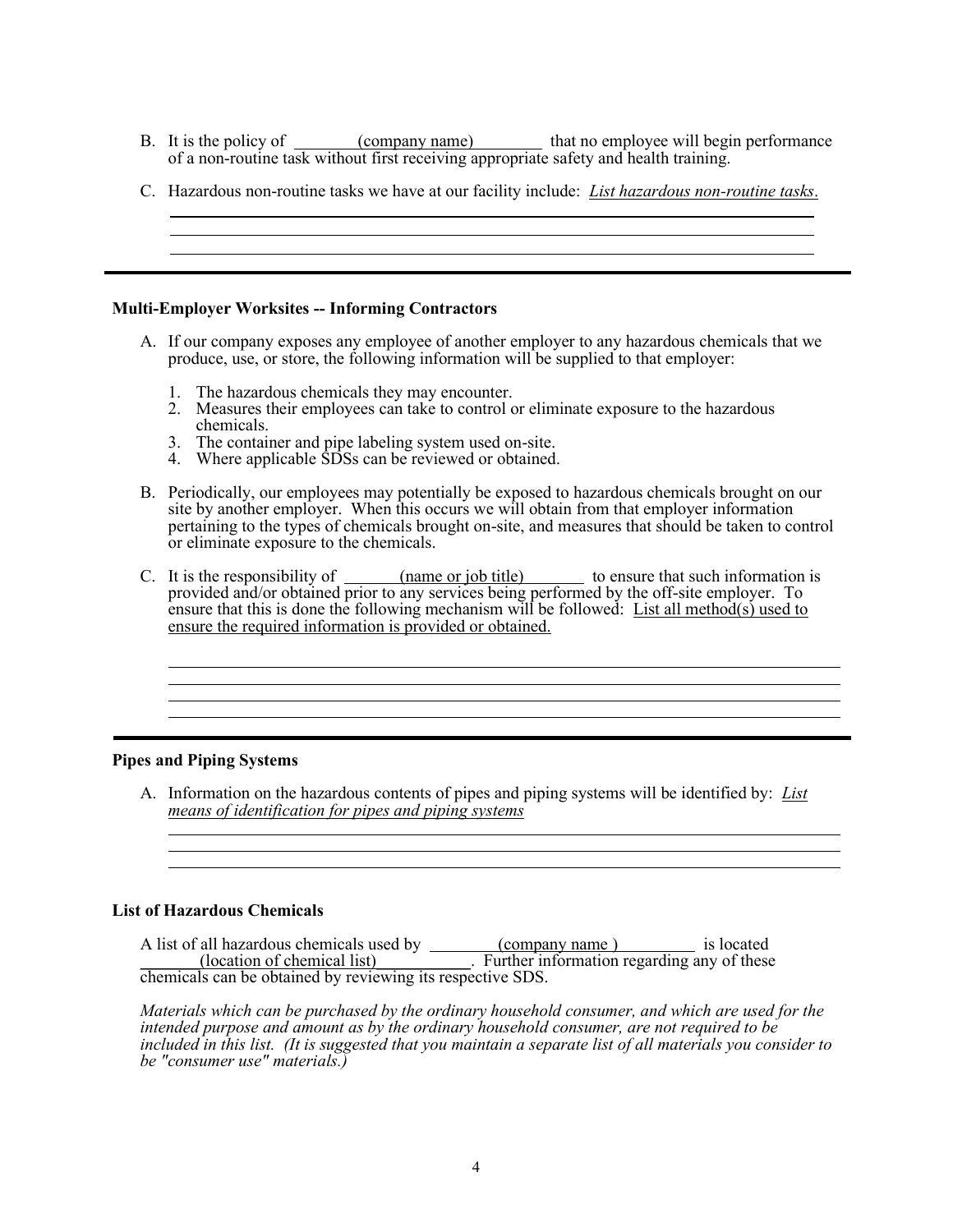B. It is the policy of \_\_\_\_\_\_\_(company name)\_\_\_\_\_\_\_ that no employee will begin performance of a non-routine task without first receiving appropriate safety and health training.

C. Hazardous non-routine tasks we have at our facility include: *List hazardous non-routine tasks*.

---

### Multi-Employer Worksites -- Informing Contractors

A. If our company exposes any employee of another employer to any hazardous chemicals that we produce, use, or store, the following information will be supplied to that employer:

1. The hazardous chemicals they may encounter.
2. Measures their employees can take to control or eliminate exposure to the hazardous chemicals.
3. The container and pipe labeling system used on-site.
4. Where applicable SDSs can be reviewed or obtained.

B. Periodically, our employees may potentially be exposed to hazardous chemicals brought on our site by another employer. When this occurs we will obtain from that employer information pertaining to the types of chemicals brought on-site, and measures that should be taken to control or eliminate exposure to the chemicals.

C. It is the responsibility of \_\_\_\_\_\_(name or job title)\_\_\_\_\_\_ to ensure that such information is provided and/or obtained prior to any services being performed by the off-site employer. To ensure that this is done the following mechanism will be followed: List all method(s) used to ensure the required information is provided or obtained.

---

### Pipes and Piping Systems

A. Information on the hazardous contents of pipes and piping systems will be identified by: *List means of identification for pipes and piping systems*

### List of Hazardous Chemicals

A list of all hazardous chemicals used by \_\_\_\_\_\_\_(company name )\_\_\_\_\_\_\_ is located \_\_\_\_\_\_(location of chemical list)\_\_\_\_\_\_\_. Further information regarding any of these chemicals can be obtained by reviewing its respective SDS.

*Materials which can be purchased by the ordinary household consumer, and which are used for the intended purpose and amount as by the ordinary household consumer, are not required to be included in this list. (It is suggested that you maintain a separate list of all materials you consider to be "consumer use" materials.)*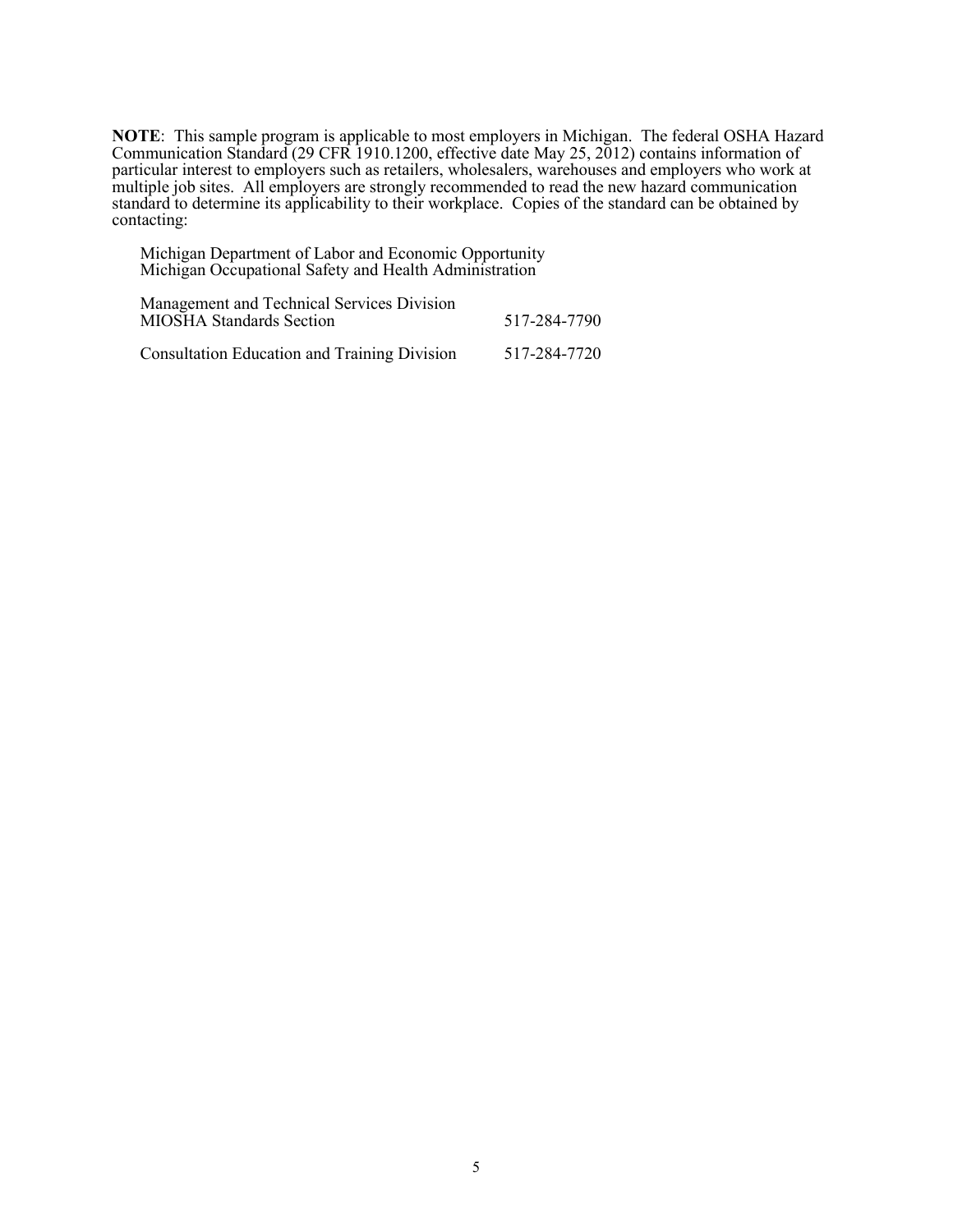**NOTE**: This sample program is applicable to most employers in Michigan. The federal OSHA Hazard Communication Standard (29 CFR 1910.1200, effective date May 25, 2012) contains information of particular interest to employers such as retailers, wholesalers, warehouses and employers who work at multiple job sites. All employers are strongly recommended to read the new hazard communication standard to determine its applicability to their workplace. Copies of the standard can be obtained by contacting:

Michigan Department of Labor and Economic Opportunity
Michigan Occupational Safety and Health Administration

Management and Technical Services Division
MIOSHA Standards Section — 517-284-7790

Consultation Education and Training Division — 517-284-7720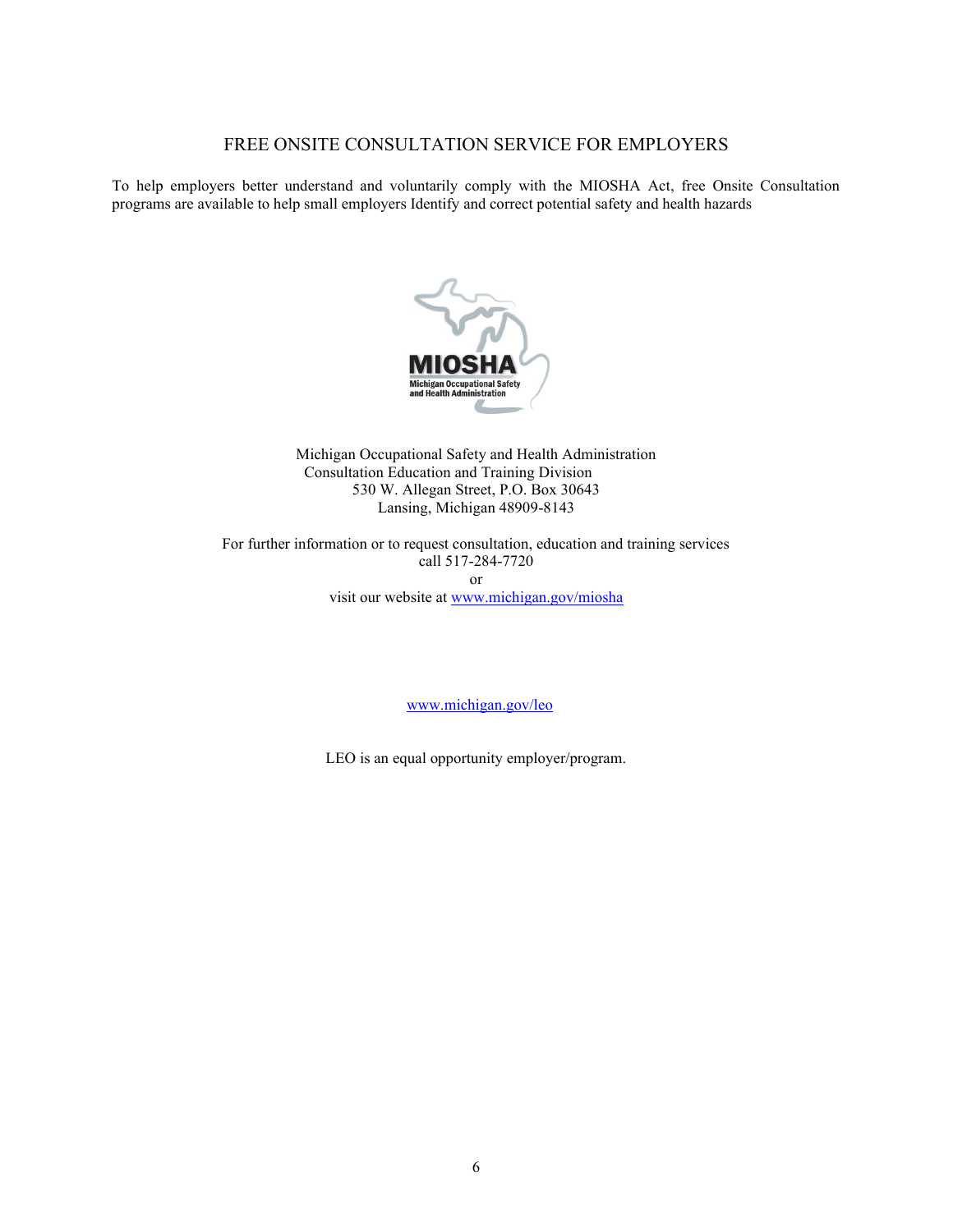# FREE ONSITE CONSULTATION SERVICE FOR EMPLOYERS

To help employers better understand and voluntarily comply with the MIOSHA Act, free Onsite Consultation programs are available to help small employers Identify and correct potential safety and health hazards

MIOSHA
Michigan Occupational Safety and Health Administration

Michigan Occupational Safety and Health Administration
Consultation Education and Training Division
530 W. Allegan Street, P.O. Box 30643
Lansing, Michigan 48909-8143

For further information or to request consultation, education and training services
call 517-284-7720
or
visit our website at www.michigan.gov/miosha

www.michigan.gov/leo

LEO is an equal opportunity employer/program.